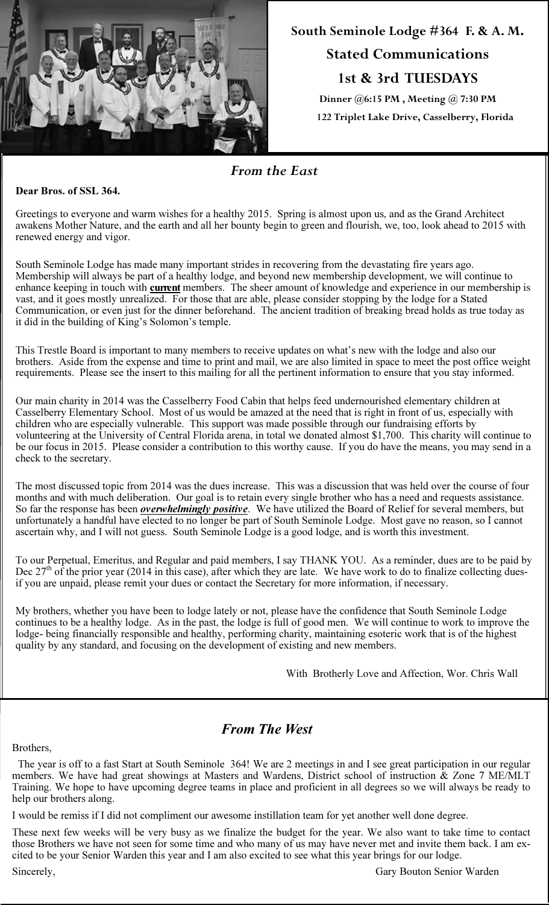**South Seminole Lodge #364 F. & A. M.**

**Stated Communications**

**1st & 3rd TUESDAYS**

**Dinner @6:15 PM , Meeting @ 7:30 PM**

**122 Triplet Lake Drive, Casselberry, Florida**

## *From the East*

**Dear Bros. of SSL 364.**

Greetings to everyone and warm wishes for a healthy 2015. Spring is almost upon us, and as the Grand Architect awakens Mother Nature, and the earth and all her bounty begin to green and flourish, we, too, look ahead to 2015 with renewed energy and vigor.

South Seminole Lodge has made many important strides in recovering from the devastating fire years ago. Membership will always be part of a healthy lodge, and beyond new membership development, we will continue to enhance keeping in touch with **current** members. The sheer amount of knowledge and experience in our membership is vast, and it goes mostly unrealized. For those that are able, please consider stopping by the lodge for a Stated Communication, or even just for the dinner beforehand. The ancient tradition of breaking bread holds as true today as it did in the building of King's Solomon's temple.

This Trestle Board is important to many members to receive updates on what's new with the lodge and also our brothers. Aside from the expense and time to print and mail, we are also limited in space to meet the post office weight requirements. Please see the insert to this mailing for all the pertinent information to ensure that you stay informed.

Our main charity in 2014 was the Casselberry Food Cabin that helps feed undernourished elementary children at Casselberry Elementary School. Most of us would be amazed at the need that is right in front of us, especially with children who are especially vulnerable. This support was made possible through our fundraising efforts by volunteering at the University of Central Florida arena, in total we donated almost $1,700. This charity will continue to be our focus in 2015. Please consider a contribution to this worthy cause. If you do have the means, you may send in a check to the secretary.

The most discussed topic from 2014 was the dues increase. This was a discussion that was held over the course of four months and with much deliberation. Our goal is to retain every single brother who has a need and requests assistance. So far the response has been ***overwhelmingly positive***. We have utilized the Board of Relief for several members, but unfortunately a handful have elected to no longer be part of South Seminole Lodge. Most gave no reason, so I cannot ascertain why, and I will not guess. South Seminole Lodge is a good lodge, and is worth this investment.

To our Perpetual, Emeritus, and Regular and paid members, I say THANK YOU. As a reminder, dues are to be paid by Dec 27th of the prior year (2014 in this case), after which they are late. We have work to do to finalize collecting dues- if you are unpaid, please remit your dues or contact the Secretary for more information, if necessary.

My brothers, whether you have been to lodge lately or not, please have the confidence that South Seminole Lodge continues to be a healthy lodge. As in the past, the lodge is full of good men. We will continue to work to improve the lodge- being financially responsible and healthy, performing charity, maintaining esoteric work that is of the highest quality by any standard, and focusing on the development of existing and new members.

With Brotherly Love and Affection, Wor. Chris Wall

## *From The West*

Brothers,

The year is off to a fast Start at South Seminole 364! We are 2 meetings in and I see great participation in our regular members. We have had great showings at Masters and Wardens, District school of instruction & Zone 7 ME/MLT Training. We hope to have upcoming degree teams in place and proficient in all degrees so we will always be ready to help our brothers along.

I would be remiss if I did not compliment our awesome instillation team for yet another well done degree.

These next few weeks will be very busy as we finalize the budget for the year. We also want to take time to contact those Brothers we have not seen for some time and who many of us may have never met and invite them back. I am excited to be your Senior Warden this year and I am also excited to see what this year brings for our lodge.

Sincerely,

Gary Bouton Senior Warden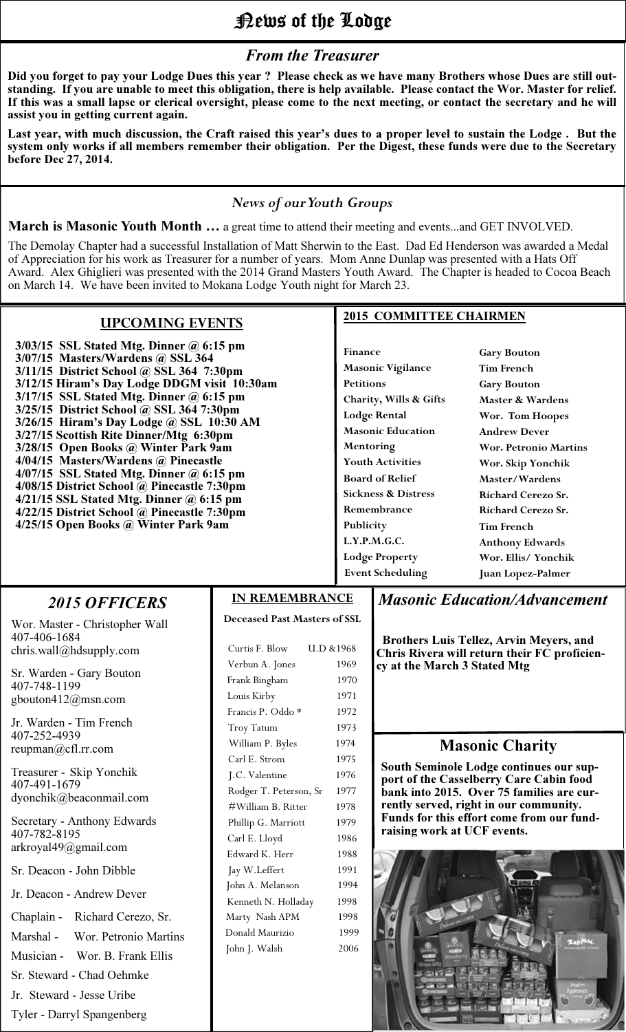# News of the Lodge

## From the Treasurer

**Did you forget to pay your Lodge Dues this year ? Please check as we have many Brothers whose Dues are still outstanding. If you are unable to meet this obligation, there is help available. Please contact the Wor. Master for relief. If this was a small lapse or clerical oversight, please come to the next meeting, or contact the secretary and he will assist you in getting current again.**

**Last year, with much discussion, the Craft raised this year's dues to a proper level to sustain the Lodge . But the system only works if all members remember their obligation. Per the Digest, these funds were due to the Secretary before Dec 27, 2014.**

## News of our Youth Groups

**March is Masonic Youth Month …** a great time to attend their meeting and events...and GET INVOLVED.

The Demolay Chapter had a successful Installation of Matt Sherwin to the East. Dad Ed Henderson was awarded a Medal of Appreciation for his work as Treasurer for a number of years. Mom Anne Dunlap was presented with a Hats Off Award. Alex Ghiglieri was presented with the 2014 Grand Masters Youth Award. The Chapter is headed to Cocoa Beach on March 14. We have been invited to Mokana Lodge Youth night for March 23.

## UPCOMING EVENTS

**3/03/15 SSL Stated Mtg. Dinner @ 6:15 pm**
**3/07/15 Masters/Wardens @ SSL 364**
**3/11/15 District School @ SSL 364 7:30pm**
**3/12/15 Hiram's Day Lodge DDGM visit 10:30am**
**3/17/15 SSL Stated Mtg. Dinner @ 6:15 pm**
**3/25/15 District School @ SSL 364 7:30pm**
**3/26/15 Hiram's Day Lodge @ SSL 10:30 AM**
**3/27/15 Scottish Rite Dinner/Mtg 6:30pm**
**3/28/15 Open Books @ Winter Park 9am**
**4/04/15 Masters/Wardens @ Pinecastle**
**4/07/15 SSL Stated Mtg. Dinner @ 6:15 pm**
**4/08/15 District School @ Pinecastle 7:30pm**
**4/21/15 SSL Stated Mtg. Dinner @ 6:15 pm**
**4/22/15 District School @ Pinecastle 7:30pm**
**4/25/15 Open Books @ Winter Park 9am**

## 2015 COMMITTEE CHAIRMEN

| | |
|---|---|
| Finance | Gary Bouton |
| Masonic Vigilance | Tim French |
| Petitions | Gary Bouton |
| Charity, Wills & Gifts | Master & Wardens |
| Lodge Rental | Wor. Tom Hoopes |
| Masonic Education | Andrew Dever |
| Mentoring | Wor. Petronio Martins |
| Youth Activities | Wor. Skip Yonchik |
| Board of Relief | Master/Wardens |
| Sickness & Distress | Richard Cerezo Sr. |
| Remembrance | Richard Cerezo Sr. |
| Publicity | Tim French |
| L.Y.P.M.G.C. | Anthony Edwards |
| Lodge Property | Wor. Ellis/ Yonchik |
| Event Scheduling | Juan Lopez-Palmer |

## 2015 OFFICERS

Wor. Master - Christopher Wall
407-406-1684
chris.wall@hdsupply.com

Sr. Warden - Gary Bouton
407-748-1199
gbouton412@msn.com

Jr. Warden - Tim French
407-252-4939
reupman@cfl.rr.com

Treasurer - Skip Yonchik
407-491-1679
dyonchik@beaconmail.com

Secretary - Anthony Edwards
407-782-8195
arkroyal49@gmail.com

Sr. Deacon - John Dibble

Jr. Deacon - Andrew Dever

Chaplain - Richard Cerezo, Sr.

Marshal - Wor. Petronio Martins

Musician - Wor. B. Frank Ellis

Sr. Steward - Chad Oehmke

Jr. Steward - Jesse Uribe

Tyler - Darryl Spangenberg

## IN REMEMBRANCE

Deceased Past Masters of SSL

| | |
|---|---|
| Curtis F. Blow | U.D &1968 |
| Verbun A. Jones | 1969 |
| Frank Bingham | 1970 |
| Louis Kirby | 1971 |
| Francis P. Oddo * | 1972 |
| Troy Tatum | 1973 |
| William P. Byles | 1974 |
| Carl E. Strom | 1975 |
| J.C. Valentine | 1976 |
| Rodger T. Peterson, Sr | 1977 |
| #William B. Ritter | 1978 |
| Phillip G. Marriott | 1979 |
| Carl E. Lloyd | 1986 |
| Edward K. Herr | 1988 |
| Jay W.Leffert | 1991 |
| John A. Melanson | 1994 |
| Kenneth N. Holladay | 1998 |
| Marty Nash APM | 1998 |
| Donald Maurizio | 1999 |
| John J. Walsh | 2006 |

## Masonic Education/Advancement

**Brothers Luis Tellez, Arvin Meyers, and Chris Rivera will return their FC proficiency at the March 3 Stated Mtg**

## Masonic Charity

**South Seminole Lodge continues our support of the Casselberry Care Cabin food bank into 2015. Over 75 families are currently served, right in our community. Funds for this effort come from our fundraising work at UCF events.**